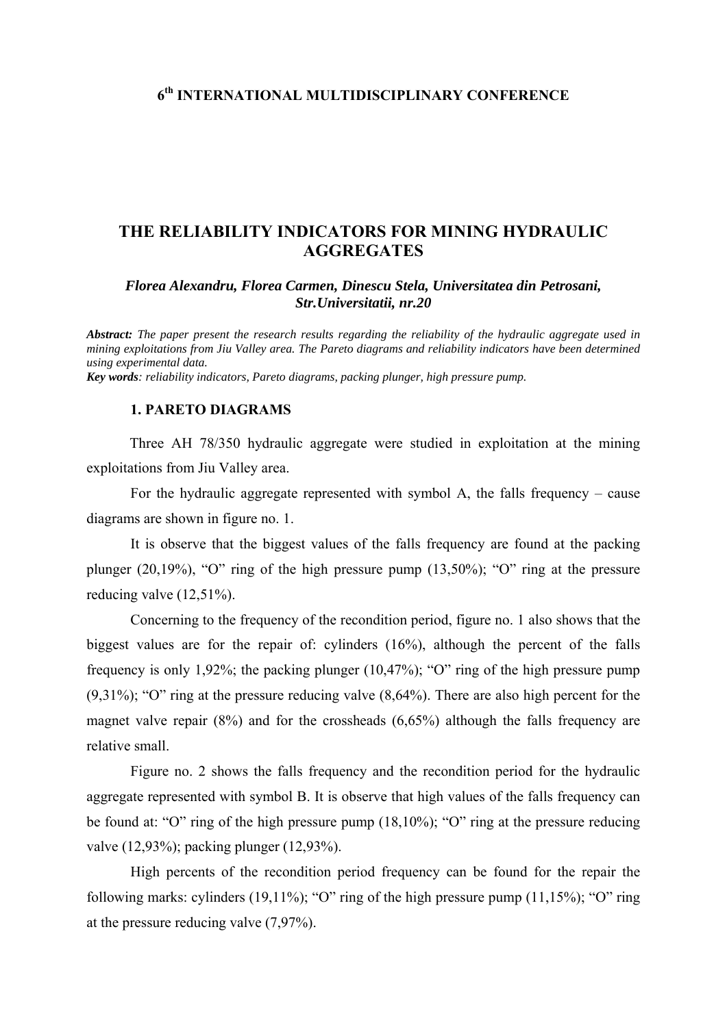**6th INTERNATIONAL MULTIDISCIPLINARY CONFERENCE**

# THE RELIABILITY INDICATORS FOR MINING HYDRAULIC AGGREGATES

***Florea Alexandru, Florea Carmen, Dinescu Stela, Universitatea din Petrosani, Str.Universitatii, nr.20***

***Abstract:*** *The paper present the research results regarding the reliability of the hydraulic aggregate used in mining exploitations from Jiu Valley area. The Pareto diagrams and reliability indicators have been determined using experimental data.*

***Key words****: reliability indicators, Pareto diagrams, packing plunger, high pressure pump.*

## 1. PARETO DIAGRAMS

Three AH 78/350 hydraulic aggregate were studied in exploitation at the mining exploitations from Jiu Valley area.

For the hydraulic aggregate represented with symbol A, the falls frequency – cause diagrams are shown in figure no. 1.

It is observe that the biggest values of the falls frequency are found at the packing plunger (20,19%), "O" ring of the high pressure pump (13,50%); "O" ring at the pressure reducing valve (12,51%).

Concerning to the frequency of the recondition period, figure no. 1 also shows that the biggest values are for the repair of: cylinders (16%), although the percent of the falls frequency is only 1,92%; the packing plunger (10,47%); "O" ring of the high pressure pump (9,31%); "O" ring at the pressure reducing valve (8,64%). There are also high percent for the magnet valve repair (8%) and for the crossheads (6,65%) although the falls frequency are relative small.

Figure no. 2 shows the falls frequency and the recondition period for the hydraulic aggregate represented with symbol B. It is observe that high values of the falls frequency can be found at: "O" ring of the high pressure pump (18,10%); "O" ring at the pressure reducing valve (12,93%); packing plunger (12,93%).

High percents of the recondition period frequency can be found for the repair the following marks: cylinders (19,11%); "O" ring of the high pressure pump (11,15%); "O" ring at the pressure reducing valve (7,97%).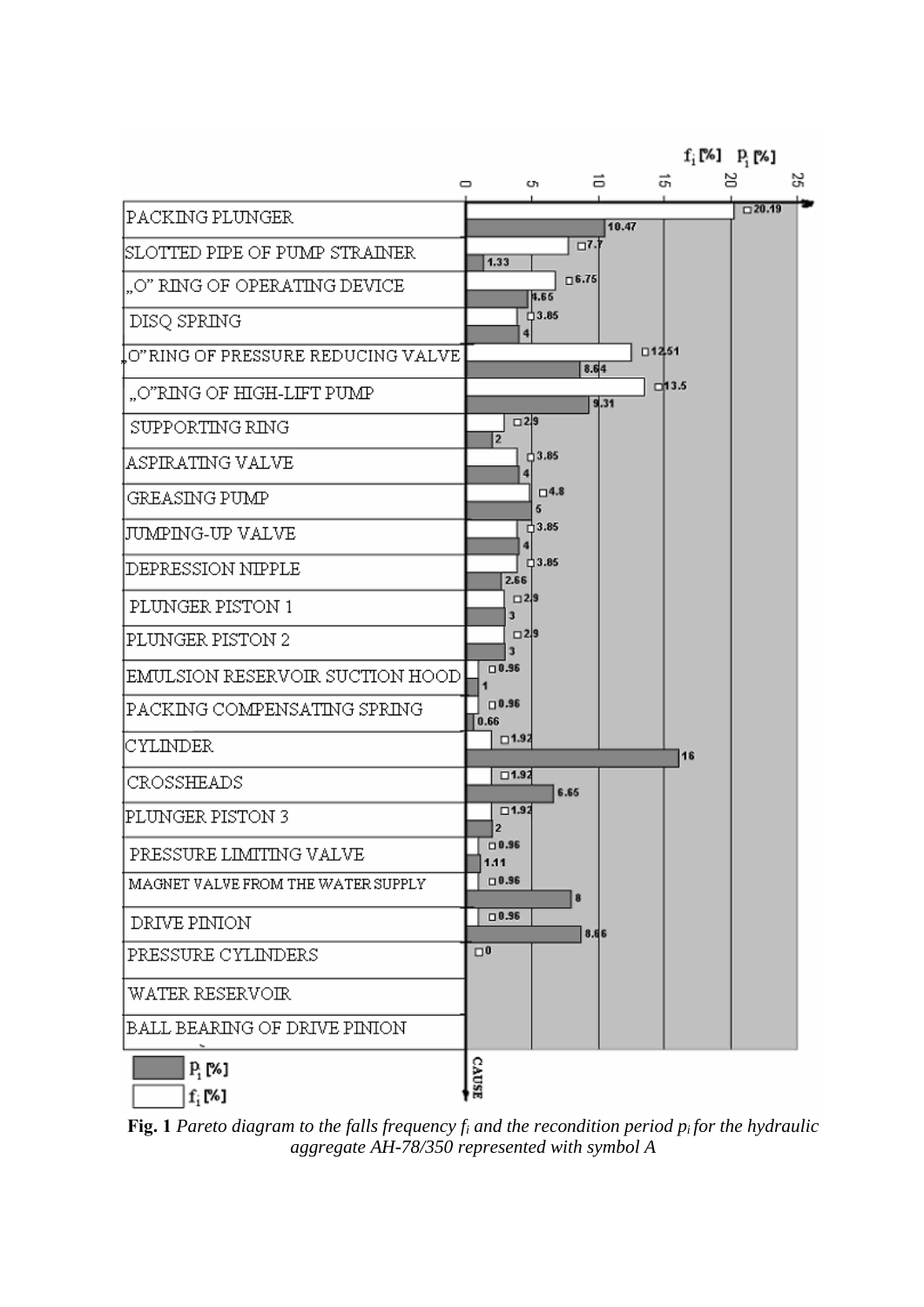| CAUSE | $f_i$ [%] | $P_i$ [%] |
|---|---|---|
| PACKING PLUNGER | 20.19 | 10.47 |
| SLOTTED PIPE OF PUMP STRAINER | 7.7 | 1.33 |
| „O" RING OF OPERATING DEVICE | 6.75 | 4.65 |
| DISQ SPRING | 3.85 | 4 |
| „O" RING OF PRESSURE REDUCING VALVE | 12.51 | 8.64 |
| „O" RING OF HIGH-LIFT PUMP | 13.5 | 9.31 |
| SUPPORTING RING | 2.9 | 2 |
| ASPIRATING VALVE | 3.85 | 4 |
| GREASING PUMP | 4.8 | 5 |
| JUMPING-UP VALVE | 3.85 | 4 |
| DEPRESSION NIPPLE | 3.85 | 2.66 |
| PLUNGER PISTON 1 | 2.9 | 3 |
| PLUNGER PISTON 2 | 2.9 | 3 |
| EMULSION RESERVOIR SUCTION HOOD | 0.96 | 1 |
| PACKING COMPENSATING SPRING | 0.96 | 0.66 |
| CYLINDER | 1.92 | 16 |
| CROSSHEADS | 1.92 | 6.65 |
| PLUNGER PISTON 3 | 1.92 | 2 |
| PRESSURE LIMITING VALVE | 0.96 | 1.11 |
| MAGNET VALVE FROM THE WATER SUPPLY | 0.96 | 8 |
| DRIVE PINION | 0.96 | 8.66 |
| PRESSURE CYLINDERS | 0 | |
| WATER RESERVOIR | | |
| BALL BEARING OF DRIVE PINION | | |

**Fig. 1** *Pareto diagram to the falls frequency $f_i$ and the recondition period $p_i$ for the hydraulic aggregate AH-78/350 represented with symbol A*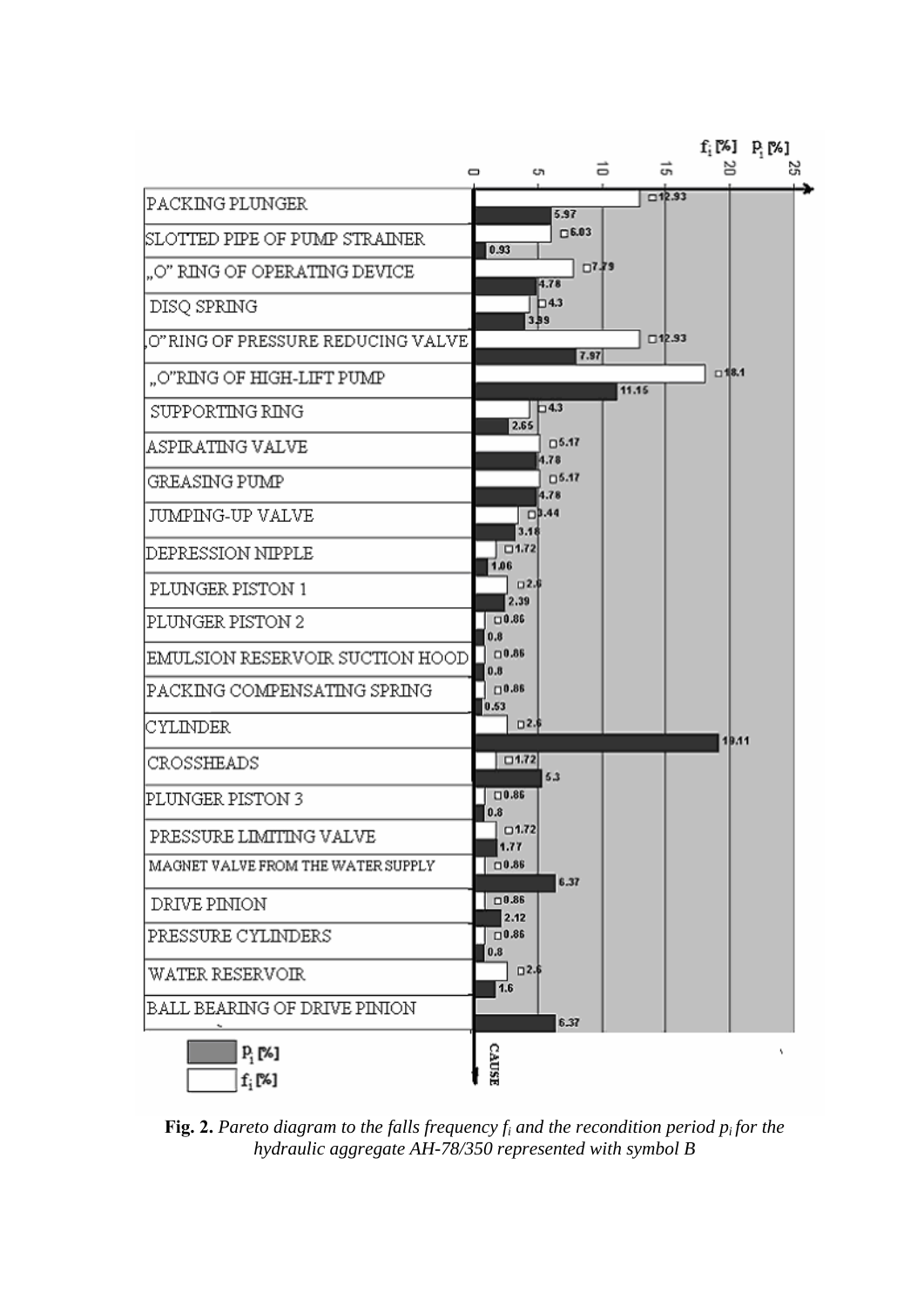| CAUSE | $f_i$ [%] | $p_i$ [%] |
|---|---|---|
| PACKING PLUNGER | 12.93 | 5.97 |
| SLOTTED PIPE OF PUMP STRAINER | 6.03 | 0.93 |
| „O" RING OF OPERATING DEVICE | 7.79 | 4.78 |
| DISQ SPRING | 4.3 | 3.99 |
| „O" RING OF PRESSURE REDUCING VALVE | 12.93 | 7.97 |
| „O" RING OF HIGH-LIFT PUMP | 18.1 | 11.15 |
| SUPPORTING RING | 4.3 | 2.65 |
| ASPIRATING VALVE | 5.17 | 4.78 |
| GREASING PUMP | 5.17 | 4.78 |
| JUMPING-UP VALVE | 3.44 | 3.18 |
| DEPRESSION NIPPLE | 1.72 | 1.06 |
| PLUNGER PISTON 1 | 2.6 | 2.39 |
| PLUNGER PISTON 2 | 0.86 | 0.8 |
| EMULSION RESERVOIR SUCTION HOOD | 0.86 | 0.8 |
| PACKING COMPENSATING SPRING | 0.86 | 0.53 |
| CYLINDER | 2.6 | 19.11 |
| CROSSHEADS | 1.72 | 5.3 |
| PLUNGER PISTON 3 | 0.86 | 0.8 |
| PRESSURE LIMITING VALVE | 1.72 | 1.77 |
| MAGNET VALVE FROM THE WATER SUPPLY | 0.86 | 6.37 |
| DRIVE PINION | 0.86 | 2.12 |
| PRESSURE CYLINDERS | 0.86 | 0.8 |
| WATER RESERVOIR | 2.6 | 1.6 |
| BALL BEARING OF DRIVE PINION | | 6.37 |

**Fig. 2.** *Pareto diagram to the falls frequency $f_i$ and the recondition period $p_i$ for the hydraulic aggregate AH-78/350 represented with symbol B*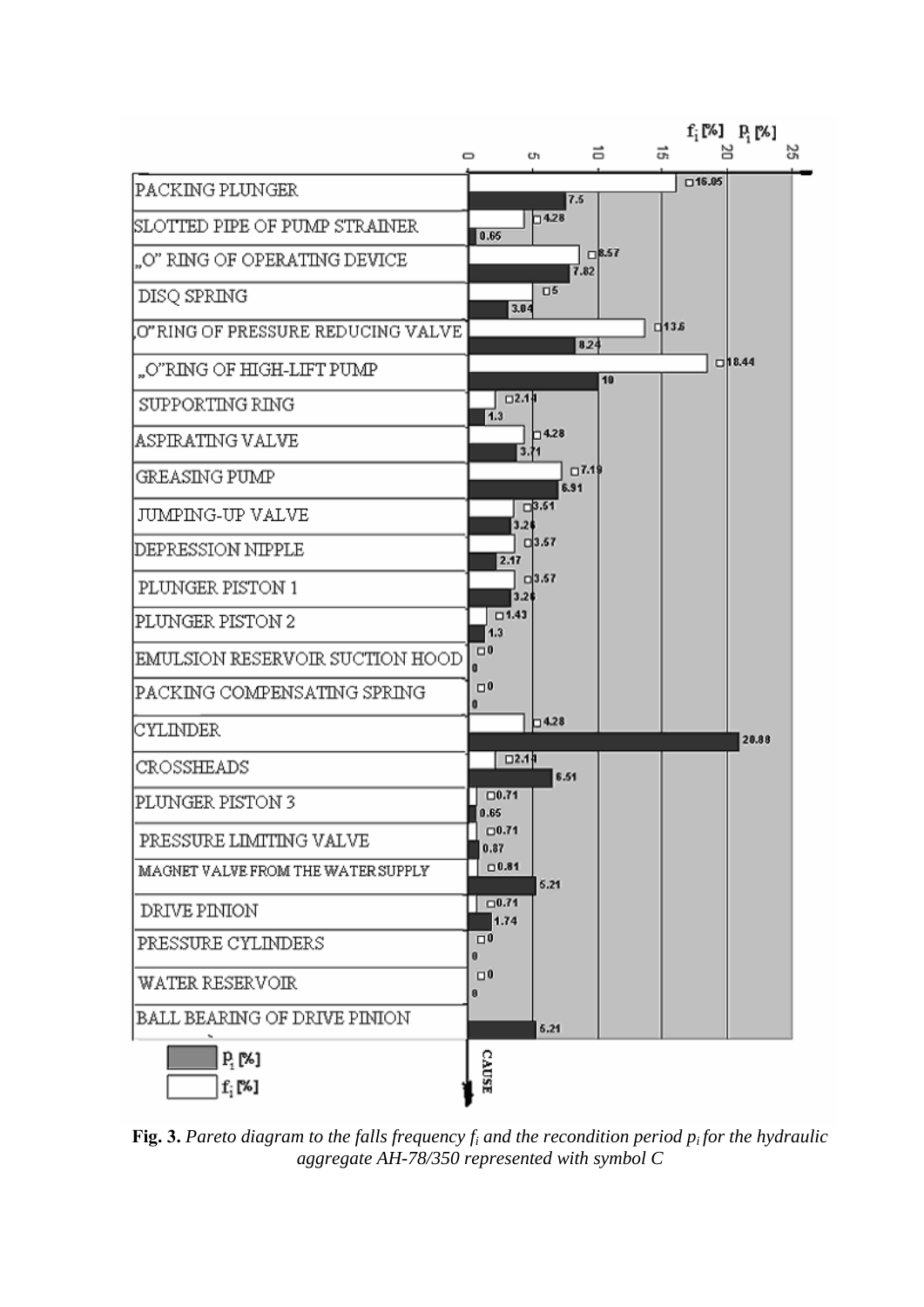| CAUSE | $f_i$ [%] | $p_i$ [%] |
|---|---|---|
| PACKING PLUNGER | 16.05 | 7.5 |
| SLOTTED PIPE OF PUMP STRAINER | 4.28 | 0.65 |
| „O" RING OF OPERATING DEVICE | 8.57 | 7.82 |
| DISQ SPRING | 5 | 3.04 |
| „O" RING OF PRESSURE REDUCING VALVE | 13.6 | 8.24 |
| „O" RING OF HIGH-LIFT PUMP | 18.44 | 10 |
| SUPPORTING RING | 2.14 | 1.3 |
| ASPIRATING VALVE | 4.28 | 3.71 |
| GREASING PUMP | 7.19 | 6.91 |
| JUMPING-UP VALVE | 3.51 | 3.26 |
| DEPRESSION NIPPLE | 3.57 | 2.17 |
| PLUNGER PISTON 1 | 3.57 | 3.26 |
| PLUNGER PISTON 2 | 1.43 | 1.3 |
| EMULSION RESERVOIR SUCTION HOOD | 0 | 0 |
| PACKING COMPENSATING SPRING | 0 | 0 |
| CYLINDER | 4.28 | 20.88 |
| CROSSHEADS | 2.14 | 6.51 |
| PLUNGER PISTON 3 | 0.71 | 0.65 |
| PRESSURE LIMITING VALVE | 0.71 | 0.87 |
| MAGNET VALVE FROM THE WATER SUPPLY | 0.81 | 5.21 |
| DRIVE PINION | 0.71 | 1.74 |
| PRESSURE CYLINDERS | 0 | 0 |
| WATER RESERVOIR | 0 | 0 |
| BALL BEARING OF DRIVE PINION | | 5.21 |

**Fig. 3.** *Pareto diagram to the falls frequency $f_i$ and the recondition period $p_i$ for the hydraulic aggregate AH-78/350 represented with symbol C*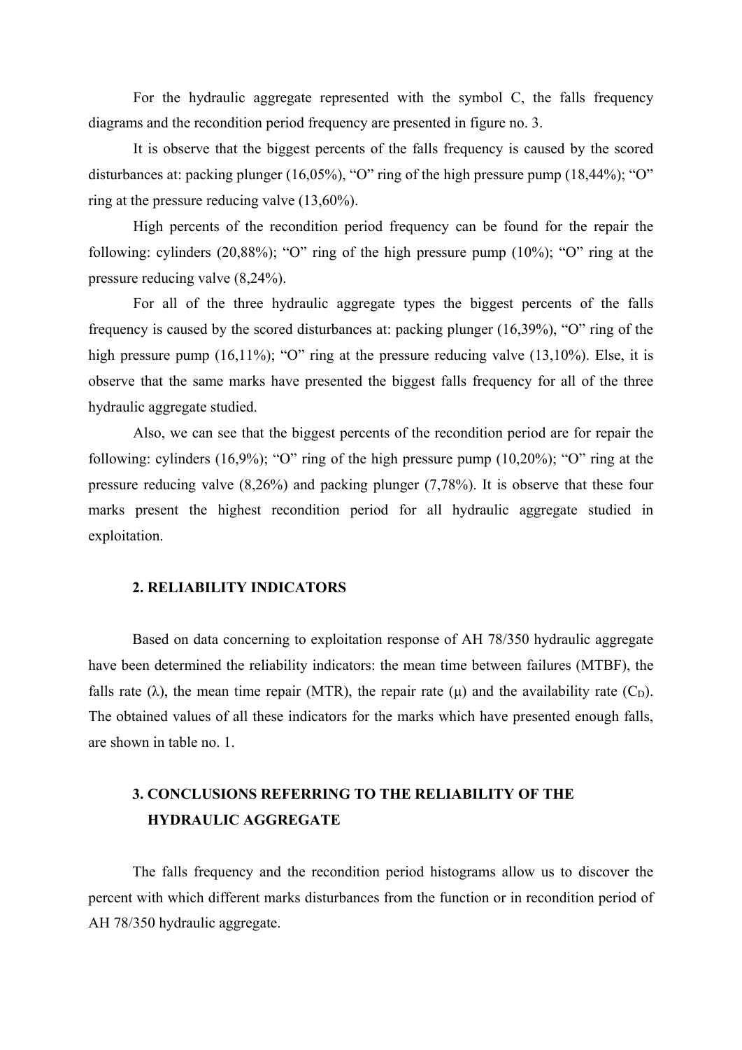For the hydraulic aggregate represented with the symbol C, the falls frequency diagrams and the recondition period frequency are presented in figure no. 3.

It is observe that the biggest percents of the falls frequency is caused by the scored disturbances at: packing plunger (16,05%), “O” ring of the high pressure pump (18,44%); “O” ring at the pressure reducing valve (13,60%).

High percents of the recondition period frequency can be found for the repair the following: cylinders (20,88%); “O” ring of the high pressure pump (10%); “O” ring at the pressure reducing valve (8,24%).

For all of the three hydraulic aggregate types the biggest percents of the falls frequency is caused by the scored disturbances at: packing plunger (16,39%), “O” ring of the high pressure pump (16,11%); “O” ring at the pressure reducing valve (13,10%). Else, it is observe that the same marks have presented the biggest falls frequency for all of the three hydraulic aggregate studied.

Also, we can see that the biggest percents of the recondition period are for repair the following: cylinders (16,9%); “O” ring of the high pressure pump (10,20%); “O” ring at the pressure reducing valve (8,26%) and packing plunger (7,78%). It is observe that these four marks present the highest recondition period for all hydraulic aggregate studied in exploitation.

## 2. RELIABILITY INDICATORS

Based on data concerning to exploitation response of AH 78/350 hydraulic aggregate have been determined the reliability indicators: the mean time between failures (MTBF), the falls rate ($\lambda$), the mean time repair (MTR), the repair rate ($\mu$) and the availability rate ($C_D$). The obtained values of all these indicators for the marks which have presented enough falls, are shown in table no. 1.

## 3. CONCLUSIONS REFERRING TO THE RELIABILITY OF THE HYDRAULIC AGGREGATE

The falls frequency and the recondition period histograms allow us to discover the percent with which different marks disturbances from the function or in recondition period of AH 78/350 hydraulic aggregate.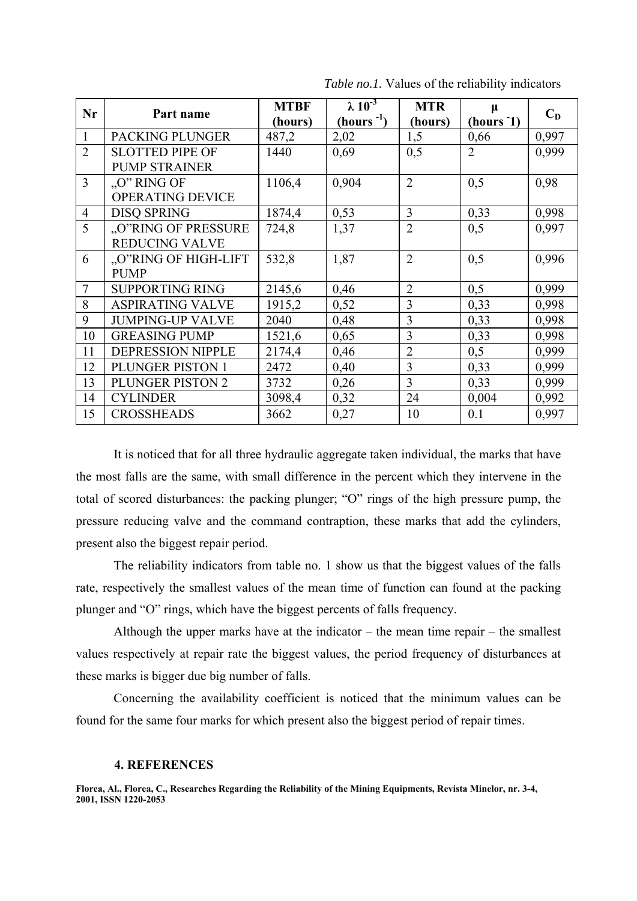*Table no.1.* Values of the reliability indicators

| Nr | Part name | MTBF (hours) | $\lambda$ $10^{-3}$ (hours $^{-1}$) | MTR (hours) | $\mu$ (hours $^{-1}$) | $C_D$ |
|---|---|---|---|---|---|---|
| 1 | PACKING PLUNGER | 487,2 | 2,02 | 1,5 | 0,66 | 0,997 |
| 2 | SLOTTED PIPE OF PUMP STRAINER | 1440 | 0,69 | 0,5 | 2 | 0,999 |
| 3 | „O" RING OF OPERATING DEVICE | 1106,4 | 0,904 | 2 | 0,5 | 0,98 |
| 4 | DISQ SPRING | 1874,4 | 0,53 | 3 | 0,33 | 0,998 |
| 5 | „O"RING OF PRESSURE REDUCING VALVE | 724,8 | 1,37 | 2 | 0,5 | 0,997 |
| 6 | „O"RING OF HIGH-LIFT PUMP | 532,8 | 1,87 | 2 | 0,5 | 0,996 |
| 7 | SUPPORTING RING | 2145,6 | 0,46 | 2 | 0,5 | 0,999 |
| 8 | ASPIRATING VALVE | 1915,2 | 0,52 | 3 | 0,33 | 0,998 |
| 9 | JUMPING-UP VALVE | 2040 | 0,48 | 3 | 0,33 | 0,998 |
| 10 | GREASING PUMP | 1521,6 | 0,65 | 3 | 0,33 | 0,998 |
| 11 | DEPRESSION NIPPLE | 2174,4 | 0,46 | 2 | 0,5 | 0,999 |
| 12 | PLUNGER PISTON 1 | 2472 | 0,40 | 3 | 0,33 | 0,999 |
| 13 | PLUNGER PISTON 2 | 3732 | 0,26 | 3 | 0,33 | 0,999 |
| 14 | CYLINDER | 3098,4 | 0,32 | 24 | 0,004 | 0,992 |
| 15 | CROSSHEADS | 3662 | 0,27 | 10 | 0.1 | 0,997 |

It is noticed that for all three hydraulic aggregate taken individual, the marks that have the most falls are the same, with small difference in the percent which they intervene in the total of scored disturbances: the packing plunger; "O" rings of the high pressure pump, the pressure reducing valve and the command contraption, these marks that add the cylinders, present also the biggest repair period.

The reliability indicators from table no. 1 show us that the biggest values of the falls rate, respectively the smallest values of the mean time of function can found at the packing plunger and "O" rings, which have the biggest percents of falls frequency.

Although the upper marks have at the indicator – the mean time repair – the smallest values respectively at repair rate the biggest values, the period frequency of disturbances at these marks is bigger due big number of falls.

Concerning the availability coefficient is noticed that the minimum values can be found for the same four marks for which present also the biggest period of repair times.

## 4. REFERENCES

**Florea, Al., Florea, C., Researches Regarding the Reliability of the Mining Equipments, Revista Minelor, nr. 3-4, 2001, ISSN 1220-2053**